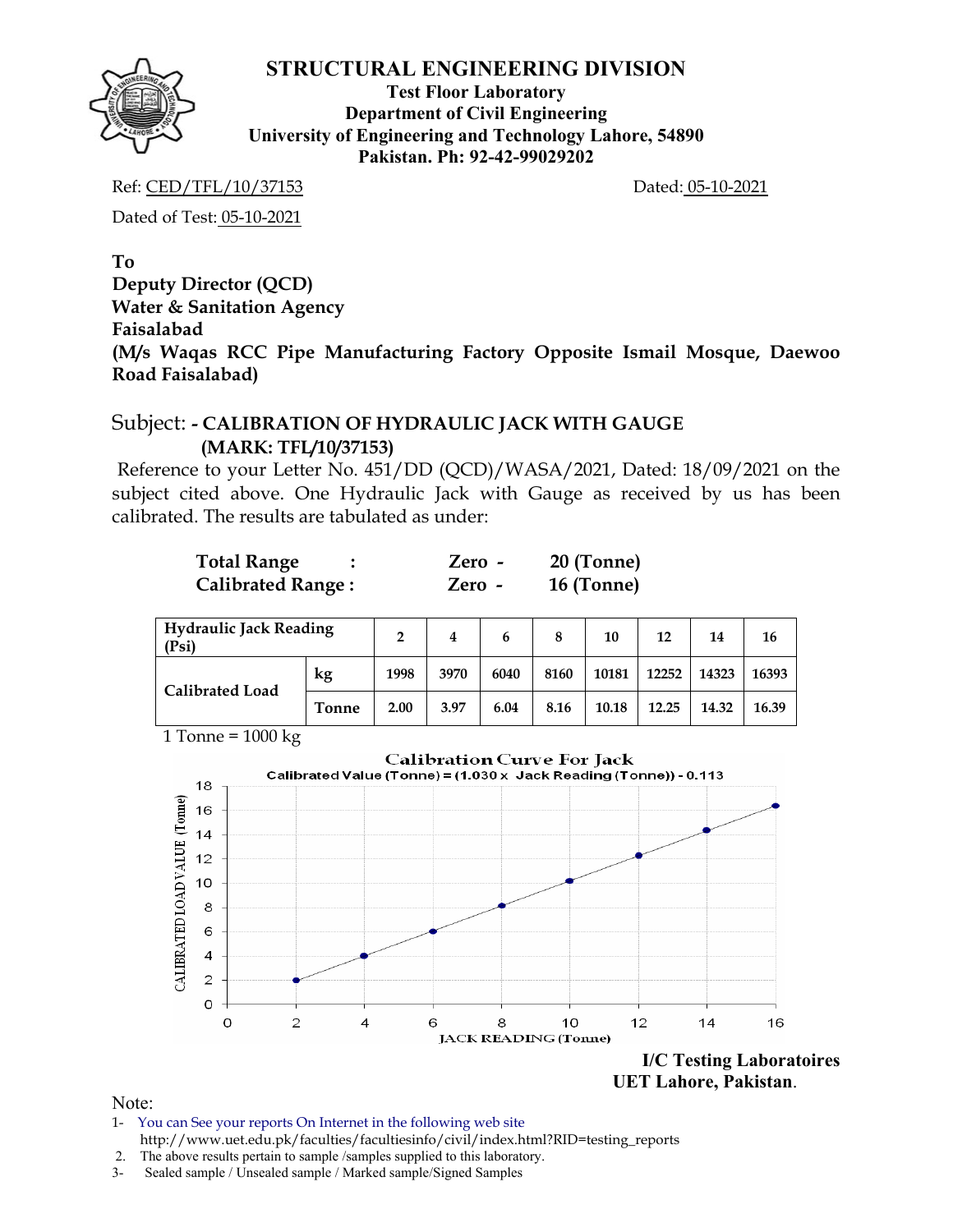# STRUCTURAL ENGINEERING DIVISION

**Test Floor Laboratory**
**Department of Civil Engineering**
**University of Engineering and Technology Lahore, 54890**
**Pakistan. Ph: 92-42-99029202**

Ref: CED/TFL/10/37153 Dated: 05-10-2021

Dated of Test: 05-10-2021

**To**
**Deputy Director (QCD)**
**Water & Sanitation Agency**
**Faisalabad**
**(M/s Waqas RCC Pipe Manufacturing Factory Opposite Ismail Mosque, Daewoo Road Faisalabad)**

Subject: **- CALIBRATION OF HYDRAULIC JACK WITH GAUGE (MARK: TFL/10/37153)**

Reference to your Letter No. 451/DD (QCD)/WASA/2021, Dated: 18/09/2021 on the subject cited above. One Hydraulic Jack with Gauge as received by us has been calibrated. The results are tabulated as under:

| | | | |
|---|---|---|---|
| **Total Range** | **:** | **Zero -** | **20 (Tonne)** |
| **Calibrated Range :** | | **Zero -** | **16 (Tonne)** |

| **Hydraulic Jack Reading (Psi)** | | **2** | **4** | **6** | **8** | **10** | **12** | **14** | **16** |
|---|---|---|---|---|---|---|---|---|---|
| **Calibrated Load** | **kg** | **1998** | **3970** | **6040** | **8160** | **10181** | **12252** | **14323** | **16393** |
| | **Tonne** | **2.00** | **3.97** | **6.04** | **8.16** | **10.18** | **12.25** | **14.32** | **16.39** |

1 Tonne = 1000 kg

**Calibration Curve For Jack**

Calibrated Value (Tonne) = (1.030 x Jack Reading (Tonne)) - 0.113

(Graph: CALIBRATED LOAD VALUE (Tonne) vs JACK READING (Tonne))

**I/C Testing Laboratoires**
**UET Lahore, Pakistan**.

Note:

1- You can See your reports On Internet in the following web site
http://www.uet.edu.pk/faculties/facultiesinfo/civil/index.html?RID=testing_reports

2. The above results pertain to sample /samples supplied to this laboratory.

3- Sealed sample / Unsealed sample / Marked sample/Signed Samples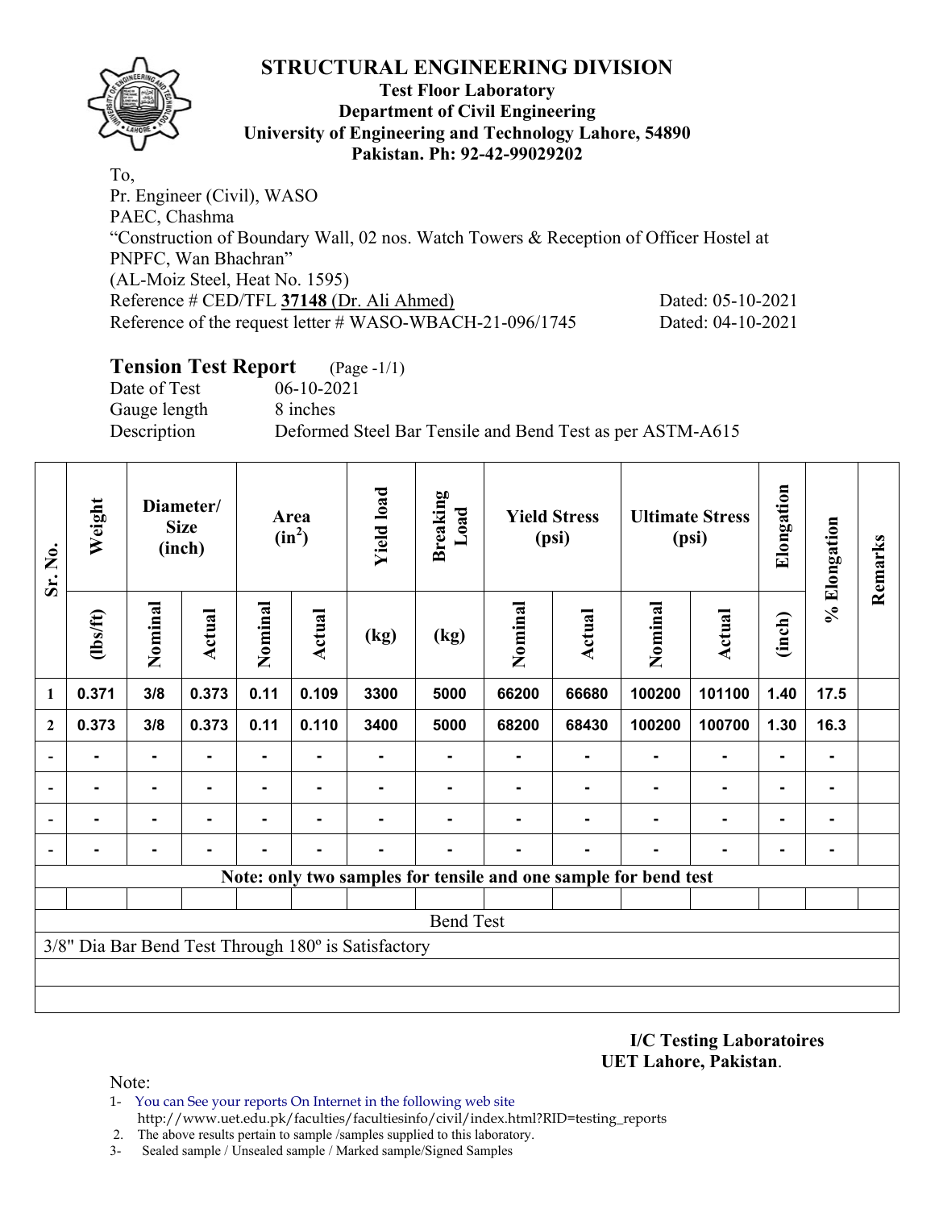# STRUCTURAL ENGINEERING DIVISION

**Test Floor Laboratory**
**Department of Civil Engineering**
**University of Engineering and Technology Lahore, 54890**
**Pakistan. Ph: 92-42-99029202**

To,
Pr. Engineer (Civil), WASO
PAEC, Chashma
"Construction of Boundary Wall, 02 nos. Watch Towers & Reception of Officer Hostel at PNPFC, Wan Bhachran"
(AL-Moiz Steel, Heat No. 1595)
Reference # CED/TFL **37148** (Dr. Ali Ahmed) Dated: 05-10-2021
Reference of the request letter # WASO-WBACH-21-096/1745 Dated: 04-10-2021

## Tension Test Report (Page -1/1)

Date of Test 06-10-2021
Gauge length 8 inches
Description Deformed Steel Bar Tensile and Bend Test as per ASTM-A615

| Sr. No. | Weight | Diameter/ Size (inch) | | Area ($in^2$) | | Yield load | Breaking Load | Yield Stress (psi) | | Ultimate Stress (psi) | | Elongation | % Elongation | Remarks |
|---|---|---|---|---|---|---|---|---|---|---|---|---|---|---|
| | (lbs/ft) | Nominal | Actual | Nominal | Actual | (kg) | (kg) | Nominal | Actual | Nominal | Actual | (inch) | | |
| 1 | 0.371 | 3/8 | 0.373 | 0.11 | 0.109 | 3300 | 5000 | 66200 | 66680 | 100200 | 101100 | 1.40 | 17.5 | |
| 2 | 0.373 | 3/8 | 0.373 | 0.11 | 0.110 | 3400 | 5000 | 68200 | 68430 | 100200 | 100700 | 1.30 | 16.3 | |
| - | - | - | - | - | - | - | - | - | - | - | - | - | - | |
| - | - | - | - | - | - | - | - | - | - | - | - | - | - | |
| - | - | - | - | - | - | - | - | - | - | - | - | - | - | |
| - | - | - | - | - | - | - | - | - | - | - | - | - | - | |
| **Note: only two samples for tensile and one sample for bend test** | | | | | | | | | | | | | | |
| Bend Test | | | | | | | | | | | | | | |
| 3/8" Dia Bar Bend Test Through 180º is Satisfactory | | | | | | | | | | | | | | |

**I/C Testing Laboratoires**
**UET Lahore, Pakistan**.

Note:
1- You can See your reports On Internet in the following web site
http://www.uet.edu.pk/faculties/facultiesinfo/civil/index.html?RID=testing_reports
2. The above results pertain to sample /samples supplied to this laboratory.
3- Sealed sample / Unsealed sample / Marked sample/Signed Samples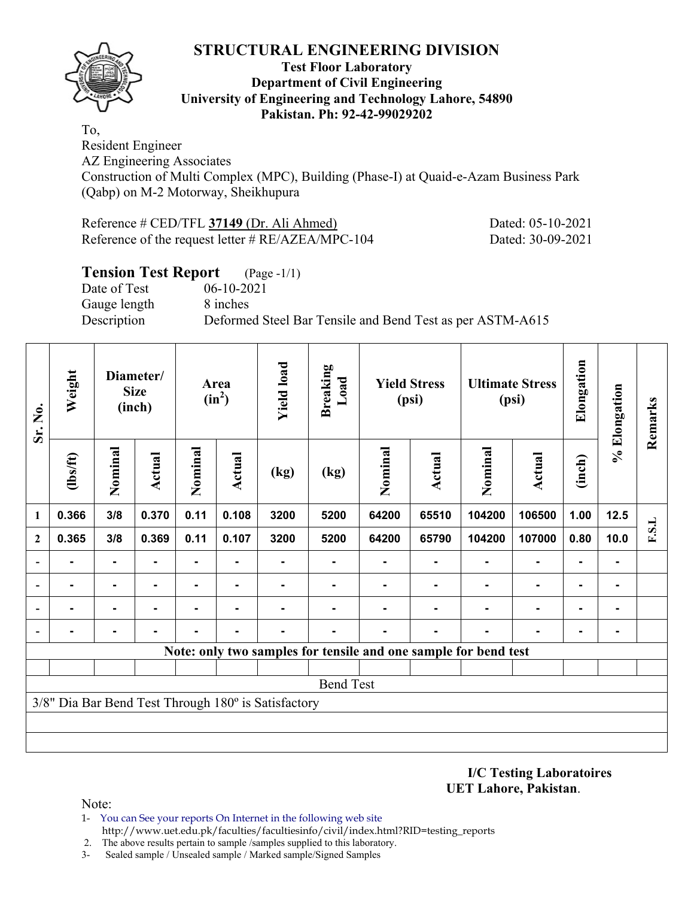# STRUCTURAL ENGINEERING DIVISION

**Test Floor Laboratory**
**Department of Civil Engineering**
**University of Engineering and Technology Lahore, 54890**
**Pakistan. Ph: 92-42-99029202**

To,
Resident Engineer
AZ Engineering Associates
Construction of Multi Complex (MPC), Building (Phase-I) at Quaid-e-Azam Business Park (Qabp) on M-2 Motorway, Sheikhupura

Reference # CED/TFL **37149** (Dr. Ali Ahmed) Dated: 05-10-2021
Reference of the request letter # RE/AZEA/MPC-104 Dated: 30-09-2021

## Tension Test Report (Page -1/1)

Date of Test 06-10-2021
Gauge length 8 inches
Description Deformed Steel Bar Tensile and Bend Test as per ASTM-A615

| Sr. No. | Weight | Diameter/ Size (inch) | | Area ($in^2$) | | Yield load | Breaking Load | Yield Stress (psi) | | Ultimate Stress (psi) | | Elongation | % Elongation | Remarks |
|---|---|---|---|---|---|---|---|---|---|---|---|---|---|---|
| | (lbs/ft) | Nominal | Actual | Nominal | Actual | (kg) | (kg) | Nominal | Actual | Nominal | Actual | (inch) | | |
| 1 | 0.366 | 3/8 | 0.370 | 0.11 | 0.108 | 3200 | 5200 | 64200 | 65510 | 104200 | 106500 | 1.00 | 12.5 | F.S.L |
| 2 | 0.365 | 3/8 | 0.369 | 0.11 | 0.107 | 3200 | 5200 | 64200 | 65790 | 104200 | 107000 | 0.80 | 10.0 | |
| - | - | - | - | - | - | - | - | - | - | - | - | - | - | |
| - | - | - | - | - | - | - | - | - | - | - | - | - | - | |
| - | - | - | - | - | - | - | - | - | - | - | - | - | - | |
| - | - | - | - | - | - | - | - | - | - | - | - | - | - | |

**Note: only two samples for tensile and one sample for bend test**

Bend Test

3/8" Dia Bar Bend Test Through 180º is Satisfactory

**I/C Testing Laboratoires**
**UET Lahore, Pakistan**.

Note:
1- You can See your reports On Internet in the following web site http://www.uet.edu.pk/faculties/facultiesinfo/civil/index.html?RID=testing_reports
2. The above results pertain to sample /samples supplied to this laboratory.
3- Sealed sample / Unsealed sample / Marked sample/Signed Samples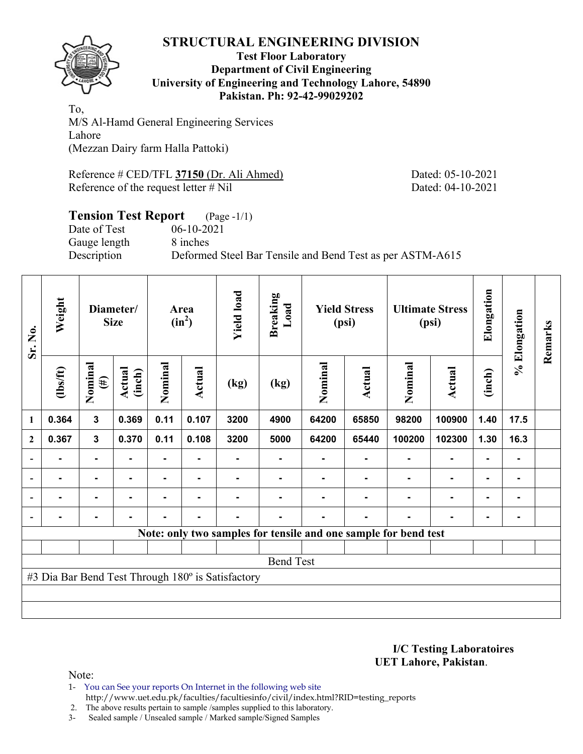# STRUCTURAL ENGINEERING DIVISION

**Test Floor Laboratory**
**Department of Civil Engineering**
**University of Engineering and Technology Lahore, 54890**
**Pakistan. Ph: 92-42-99029202**

To,
M/S Al-Hamd General Engineering Services
Lahore
(Mezzan Dairy farm Halla Pattoki)

Reference # CED/TFL **37150** (Dr. Ali Ahmed) Dated: 05-10-2021
Reference of the request letter # Nil Dated: 04-10-2021

## Tension Test Report (Page -1/1)

Date of Test 06-10-2021
Gauge length 8 inches
Description Deformed Steel Bar Tensile and Bend Test as per ASTM-A615

| Sr. No. | Weight | Diameter/ Size | | Area ($in^2$) | | Yield load | Breaking Load | Yield Stress (psi) | | Ultimate Stress (psi) | | Elongation | % Elongation | Remarks |
|---|---|---|---|---|---|---|---|---|---|---|---|---|---|---|
| | (lbs/ft) | Nominal (#) | Actual (inch) | Nominal | Actual | (kg) | (kg) | Nominal | Actual | Nominal | Actual | (inch) | | |
| 1 | 0.364 | 3 | 0.369 | 0.11 | 0.107 | 3200 | 4900 | 64200 | 65850 | 98200 | 100900 | 1.40 | 17.5 | |
| 2 | 0.367 | 3 | 0.370 | 0.11 | 0.108 | 3200 | 5000 | 64200 | 65440 | 100200 | 102300 | 1.30 | 16.3 | |
| - | - | - | - | - | - | - | - | - | - | - | - | - | - | |
| - | - | - | - | - | - | - | - | - | - | - | - | - | - | |
| - | - | - | - | - | - | - | - | - | - | - | - | - | - | |
| - | - | - | - | - | - | - | - | - | - | - | - | - | - | |

**Note: only two samples for tensile and one sample for bend test**

Bend Test

#3 Dia Bar Bend Test Through 180º is Satisfactory

**I/C Testing Laboratoires**
**UET Lahore, Pakistan**.

Note:
1- You can See your reports On Internet in the following web site
http://www.uet.edu.pk/faculties/facultiesinfo/civil/index.html?RID=testing_reports
2. The above results pertain to sample /samples supplied to this laboratory.
3- Sealed sample / Unsealed sample / Marked sample/Signed Samples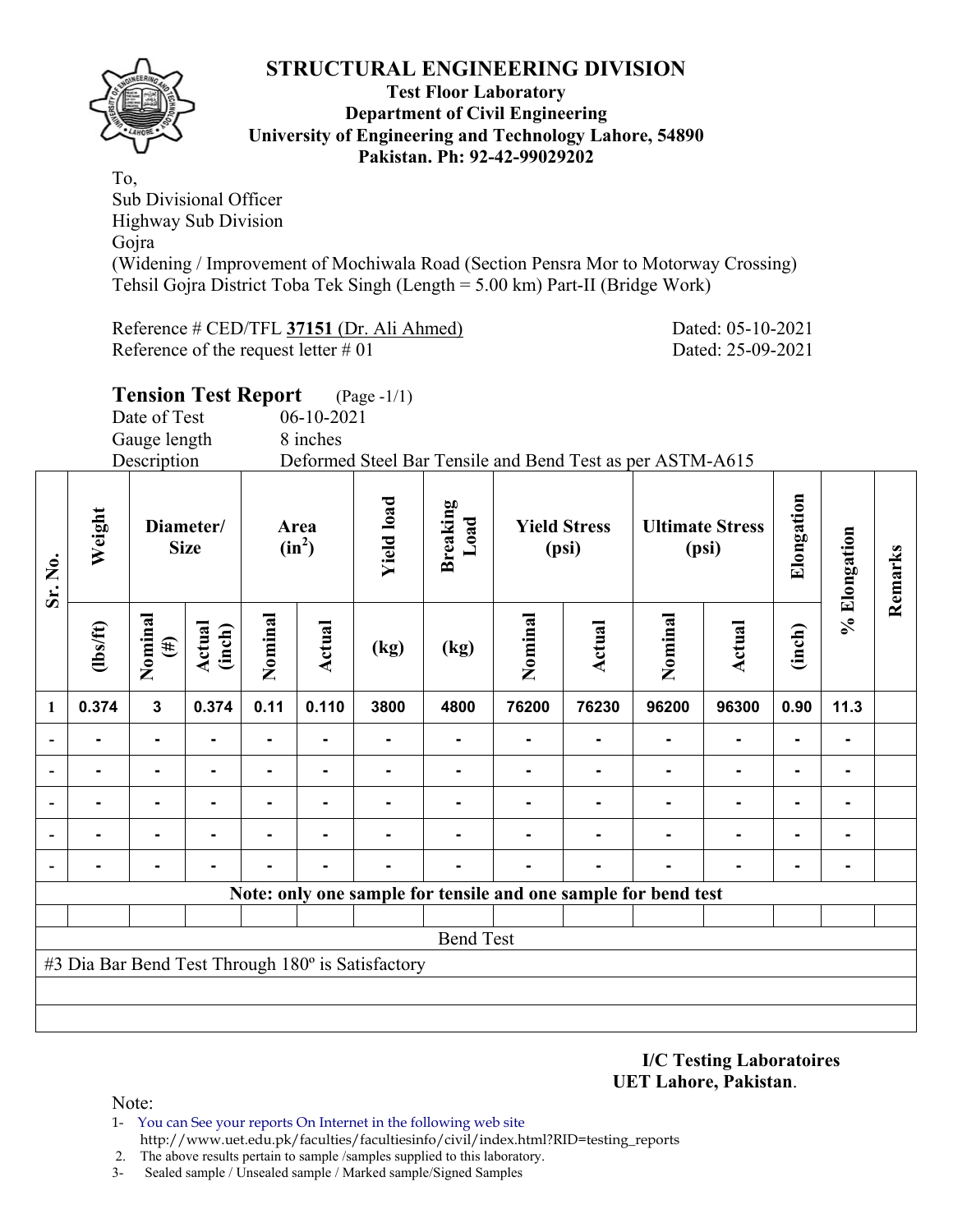# STRUCTURAL ENGINEERING DIVISION

**Test Floor Laboratory**
**Department of Civil Engineering**
**University of Engineering and Technology Lahore, 54890**
**Pakistan. Ph: 92-42-99029202**

To,
Sub Divisional Officer
Highway Sub Division
Gojra
(Widening / Improvement of Mochiwala Road (Section Pensra Mor to Motorway Crossing) Tehsil Gojra District Toba Tek Singh (Length = 5.00 km) Part-II (Bridge Work)

Reference # CED/TFL **37151** (Dr. Ali Ahmed) Dated: 05-10-2021
Reference of the request letter # 01 Dated: 25-09-2021

## Tension Test Report (Page -1/1)

Date of Test 06-10-2021
Gauge length 8 inches
Description Deformed Steel Bar Tensile and Bend Test as per ASTM-A615

| Sr. No. | Weight | Diameter/ Size | | Area ($in^2$) | | Yield load | Breaking Load | Yield Stress (psi) | | Ultimate Stress (psi) | | Elongation | % Elongation | Remarks |
|---|---|---|---|---|---|---|---|---|---|---|---|---|---|---|
| | (lbs/ft) | Nominal (#) | Actual (inch) | Nominal | Actual | (kg) | (kg) | Nominal | Actual | Nominal | Actual | (inch) | | |
| 1 | 0.374 | 3 | 0.374 | 0.11 | 0.110 | 3800 | 4800 | 76200 | 76230 | 96200 | 96300 | 0.90 | 11.3 | |
| - | - | - | - | - | - | - | - | - | - | - | - | - | - | |
| - | - | - | - | - | - | - | - | - | - | - | - | - | - | |
| - | - | - | - | - | - | - | - | - | - | - | - | - | - | |
| - | - | - | - | - | - | - | - | - | - | - | - | - | - | |
| - | - | - | - | - | - | - | - | - | - | - | - | - | - | |

**Note: only one sample for tensile and one sample for bend test**

Bend Test

#3 Dia Bar Bend Test Through 180º is Satisfactory

**I/C Testing Laboratoires**
**UET Lahore, Pakistan**.

Note:
1- You can See your reports On Internet in the following web site
http://www.uet.edu.pk/faculties/facultiesinfo/civil/index.html?RID=testing_reports
2. The above results pertain to sample /samples supplied to this laboratory.
3- Sealed sample / Unsealed sample / Marked sample/Signed Samples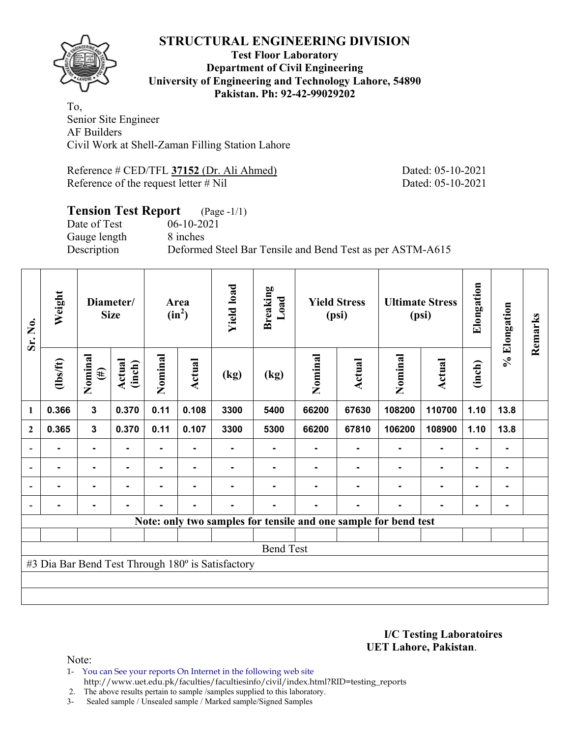# STRUCTURAL ENGINEERING DIVISION

**Test Floor Laboratory**
**Department of Civil Engineering**
**University of Engineering and Technology Lahore, 54890**
**Pakistan. Ph: 92-42-99029202**

To,
Senior Site Engineer
AF Builders
Civil Work at Shell-Zaman Filling Station Lahore

Reference # CED/TFL **37152** (Dr. Ali Ahmed) Dated: 05-10-2021
Reference of the request letter # Nil Dated: 05-10-2021

## Tension Test Report (Page -1/1)

Date of Test 06-10-2021
Gauge length 8 inches
Description Deformed Steel Bar Tensile and Bend Test as per ASTM-A615

| Sr. No. | Weight | Diameter/ Size | | Area ($in^2$) | | Yield load | Breaking Load | Yield Stress (psi) | | Ultimate Stress (psi) | | Elongation | % Elongation | Remarks |
|---|---|---|---|---|---|---|---|---|---|---|---|---|---|---|
| | (lbs/ft) | Nominal (#) | Actual (inch) | Nominal | Actual | (kg) | (kg) | Nominal | Actual | Nominal | Actual | (inch) | | |
| 1 | 0.366 | 3 | 0.370 | 0.11 | 0.108 | 3300 | 5400 | 66200 | 67630 | 108200 | 110700 | 1.10 | 13.8 | |
| 2 | 0.365 | 3 | 0.370 | 0.11 | 0.107 | 3300 | 5300 | 66200 | 67810 | 106200 | 108900 | 1.10 | 13.8 | |
| - | - | - | - | - | - | - | - | - | - | - | - | - | - | |
| - | - | - | - | - | - | - | - | - | - | - | - | - | - | |
| - | - | - | - | - | - | - | - | - | - | - | - | - | - | |
| - | - | - | - | - | - | - | - | - | - | - | - | - | - | |

**Note: only two samples for tensile and one sample for bend test**

Bend Test

#3 Dia Bar Bend Test Through 180º is Satisfactory

**I/C Testing Laboratoires**
**UET Lahore, Pakistan**.

Note:
1- You can See your reports On Internet in the following web site
http://www.uet.edu.pk/faculties/facultiesinfo/civil/index.html?RID=testing_reports
2. The above results pertain to sample /samples supplied to this laboratory.
3- Sealed sample / Unsealed sample / Marked sample/Signed Samples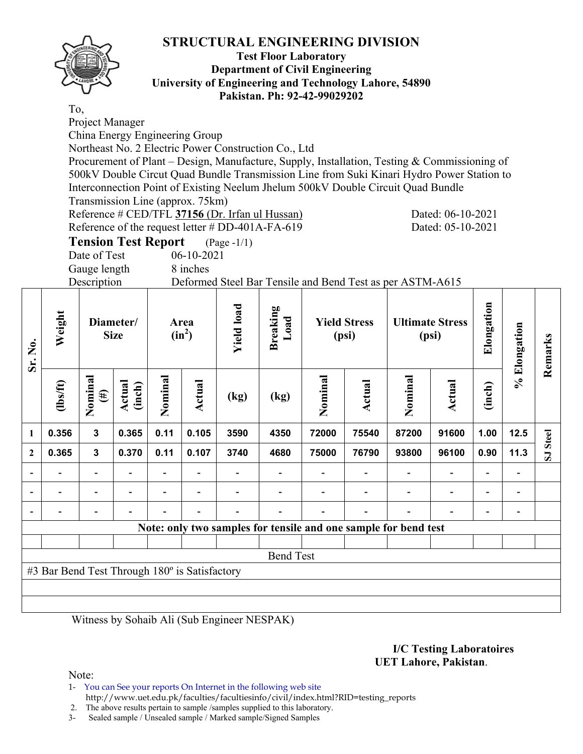# STRUCTURAL ENGINEERING DIVISION

**Test Floor Laboratory**
**Department of Civil Engineering**
**University of Engineering and Technology Lahore, 54890**
**Pakistan. Ph: 92-42-99029202**

To,
Project Manager
China Energy Engineering Group
Northeast No. 2 Electric Power Construction Co., Ltd
Procurement of Plant – Design, Manufacture, Supply, Installation, Testing & Commissioning of 500kV Double Circut Quad Bundle Transmission Line from Suki Kinari Hydro Power Station to Interconnection Point of Existing Neelum Jhelum 500kV Double Circuit Quad Bundle Transmission Line (approx. 75km)
Reference # CED/TFL **37156** (Dr. Irfan ul Hussan) Dated: 06-10-2021
Reference of the request letter # DD-401A-FA-619 Dated: 05-10-2021

**Tension Test Report** (Page -1/1)

Date of Test 06-10-2021
Gauge length 8 inches
Description Deformed Steel Bar Tensile and Bend Test as per ASTM-A615

| Sr. No. | Weight | Diameter/ Size | | Area ($in^2$) | | Yield load | Breaking Load | Yield Stress (psi) | | Ultimate Stress (psi) | | Elongation | % Elongation | Remarks |
|---|---|---|---|---|---|---|---|---|---|---|---|---|---|---|
| | (lbs/ft) | Nominal (#) | Actual (inch) | Nominal | Actual | (kg) | (kg) | Nominal | Actual | Nominal | Actual | (inch) | | |
| 1 | 0.356 | 3 | 0.365 | 0.11 | 0.105 | 3590 | 4350 | 72000 | 75540 | 87200 | 91600 | 1.00 | 12.5 | SJ Steel |
| 2 | 0.365 | 3 | 0.370 | 0.11 | 0.107 | 3740 | 4680 | 75000 | 76790 | 93800 | 96100 | 0.90 | 11.3 | |
| - | - | - | - | - | - | - | - | - | - | - | - | - | - | |
| - | - | - | - | - | - | - | - | - | - | - | - | - | - | |
| - | - | - | - | - | - | - | - | - | - | - | - | - | - | |

**Note: only two samples for tensile and one sample for bend test**

Bend Test

#3 Bar Bend Test Through 180º is Satisfactory

Witness by Sohaib Ali (Sub Engineer NESPAK)

**I/C Testing Laboratoires**
**UET Lahore, Pakistan**.

Note:
1- You can See your reports On Internet in the following web site
http://www.uet.edu.pk/faculties/facultiesinfo/civil/index.html?RID=testing_reports
2. The above results pertain to sample /samples supplied to this laboratory.
3- Sealed sample / Unsealed sample / Marked sample/Signed Samples